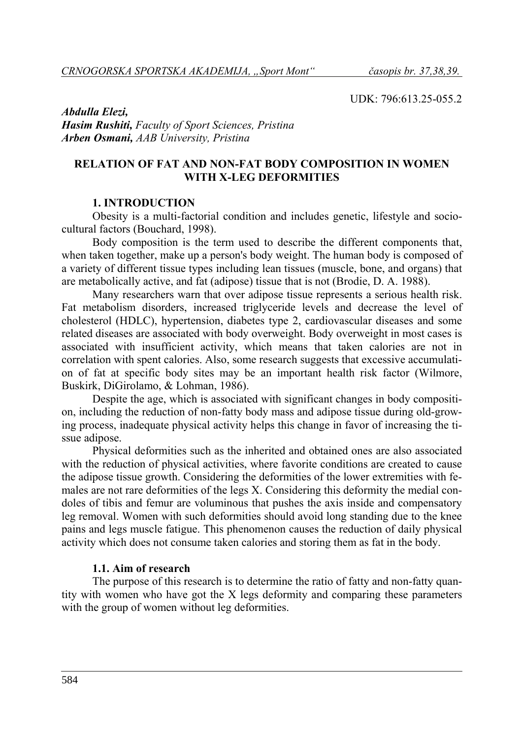UDK: 796:613.25-055.2

***Abdulla Elezi,***
***Hasim Rushiti,*** *Faculty of Sport Sciences, Pristina*
***Arben Osmani,*** *AAB University, Pristina*

## RELATION OF FAT AND NON-FAT BODY COMPOSITION IN WOMEN WITH X-LEG DEFORMITIES

### 1. INTRODUCTION

Obesity is a multi-factorial condition and includes genetic, lifestyle and socio-cultural factors (Bouchard, 1998).

Body composition is the term used to describe the different components that, when taken together, make up a person's body weight. The human body is composed of a variety of different tissue types including lean tissues (muscle, bone, and organs) that are metabolically active, and fat (adipose) tissue that is not (Brodie, D. A. 1988).

Many researchers warn that over adipose tissue represents a serious health risk. Fat metabolism disorders, increased triglyceride levels and decrease the level of cholesterol (HDLC), hypertension, diabetes type 2, cardiovascular diseases and some related diseases are associated with body overweight. Body overweight in most cases is associated with insufficient activity, which means that taken calories are not in correlation with spent calories. Also, some research suggests that excessive accumulation of fat at specific body sites may be an important health risk factor (Wilmore, Buskirk, DiGirolamo, & Lohman, 1986).

Despite the age, which is associated with significant changes in body composition, including the reduction of non-fatty body mass and adipose tissue during old-growing process, inadequate physical activity helps this change in favor of increasing the tissue adipose.

Physical deformities such as the inherited and obtained ones are also associated with the reduction of physical activities, where favorite conditions are created to cause the adipose tissue growth. Considering the deformities of the lower extremities with females are not rare deformities of the legs X. Considering this deformity the medial condoles of tibis and femur are voluminous that pushes the axis inside and compensatory leg removal. Women with such deformities should avoid long standing due to the knee pains and legs muscle fatigue. This phenomenon causes the reduction of daily physical activity which does not consume taken calories and storing them as fat in the body.

#### 1.1. Aim of research

The purpose of this research is to determine the ratio of fatty and non-fatty quantity with women who have got the X legs deformity and comparing these parameters with the group of women without leg deformities.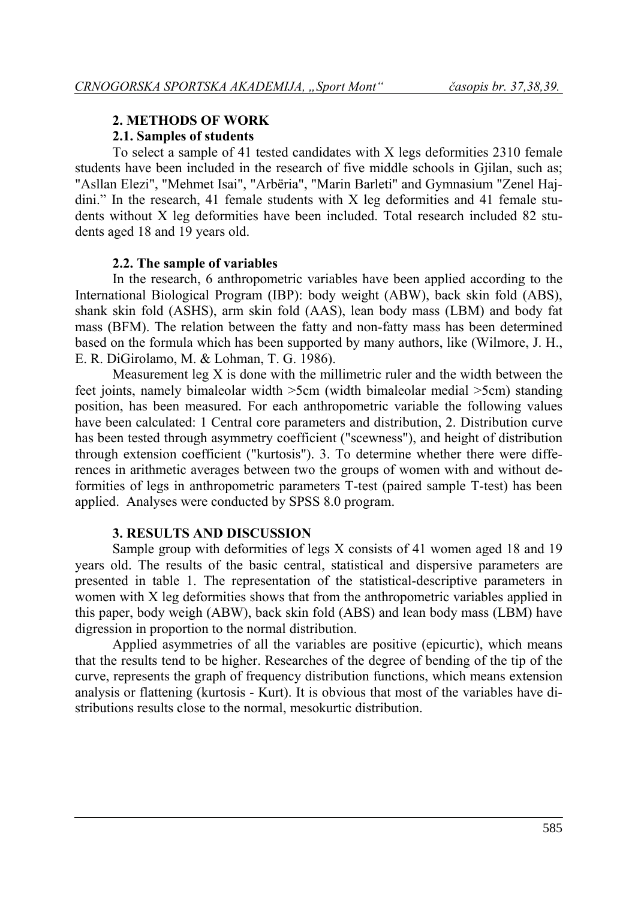## 2. METHODS OF WORK

### 2.1. Samples of students

To select a sample of 41 tested candidates with X legs deformities 2310 female students have been included in the research of five middle schools in Gjilan, such as; "Asllan Elezi", "Mehmet Isai", "Arbëria", "Marin Barleti" and Gymnasium "Zenel Hajdini." In the research, 41 female students with X leg deformities and 41 female students without X leg deformities have been included. Total research included 82 students aged 18 and 19 years old.

### 2.2. The sample of variables

In the research, 6 anthropometric variables have been applied according to the International Biological Program (IBP): body weight (ABW), back skin fold (ABS), shank skin fold (ASHS), arm skin fold (AAS), lean body mass (LBM) and body fat mass (BFM). The relation between the fatty and non-fatty mass has been determined based on the formula which has been supported by many authors, like (Wilmore, J. H., E. R. DiGirolamo, M. & Lohman, T. G. 1986).

Measurement leg X is done with the millimetric ruler and the width between the feet joints, namely bimaleolar width >5cm (width bimaleolar medial >5cm) standing position, has been measured. For each anthropometric variable the following values have been calculated: 1 Central core parameters and distribution, 2. Distribution curve has been tested through asymmetry coefficient ("scewness"), and height of distribution through extension coefficient ("kurtosis"). 3. To determine whether there were differences in arithmetic averages between two the groups of women with and without deformities of legs in anthropometric parameters T-test (paired sample T-test) has been applied. Analyses were conducted by SPSS 8.0 program.

## 3. RESULTS AND DISCUSSION

Sample group with deformities of legs X consists of 41 women aged 18 and 19 years old. The results of the basic central, statistical and dispersive parameters are presented in table 1. The representation of the statistical-descriptive parameters in women with X leg deformities shows that from the anthropometric variables applied in this paper, body weigh (ABW), back skin fold (ABS) and lean body mass (LBM) have digression in proportion to the normal distribution.

Applied asymmetries of all the variables are positive (epicurtic), which means that the results tend to be higher. Researches of the degree of bending of the tip of the curve, represents the graph of frequency distribution functions, which means extension analysis or flattening (kurtosis - Kurt). It is obvious that most of the variables have distributions results close to the normal, mesokurtic distribution.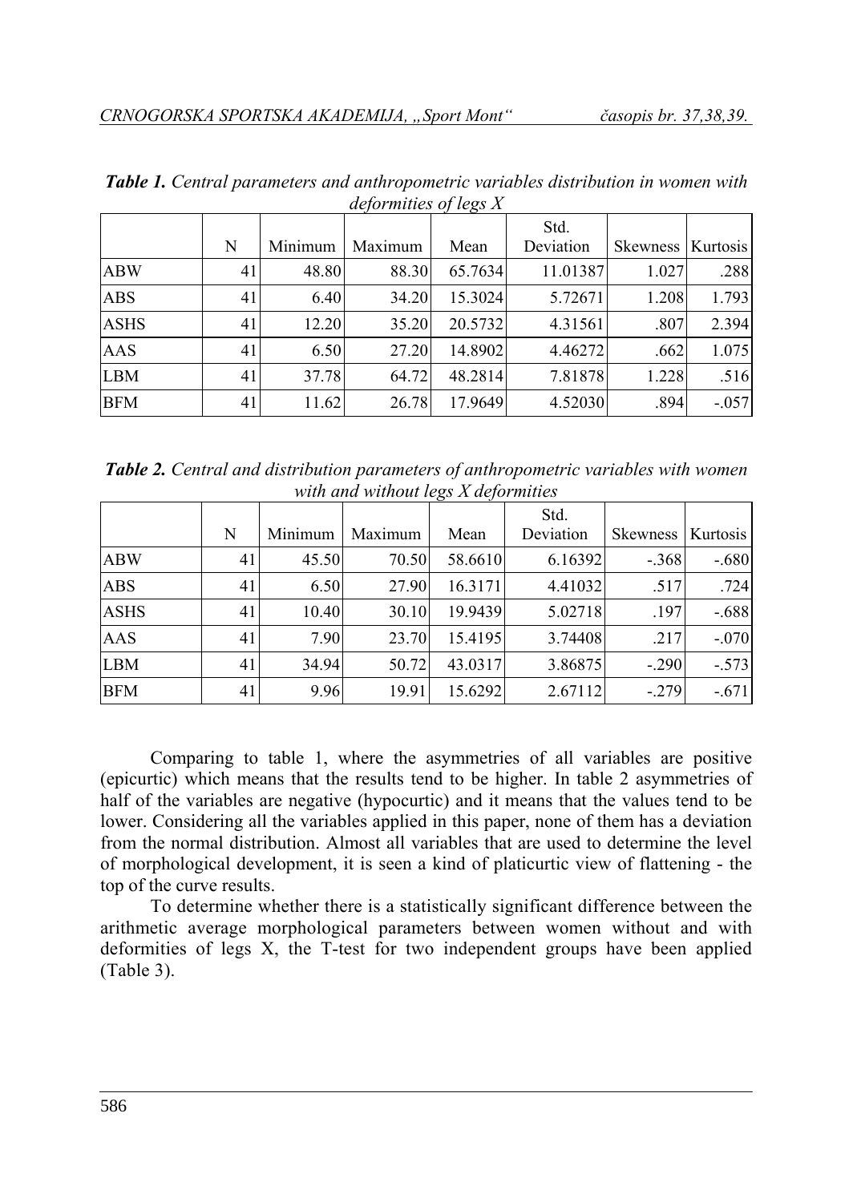***Table 1.** Central parameters and anthropometric variables distribution in women with deformities of legs X*

| | N | Minimum | Maximum | Mean | Std. Deviation | Skewness | Kurtosis |
|---|---|---|---|---|---|---|---|
| ABW | 41 | 48.80 | 88.30 | 65.7634 | 11.01387 | 1.027 | .288 |
| ABS | 41 | 6.40 | 34.20 | 15.3024 | 5.72671 | 1.208 | 1.793 |
| ASHS | 41 | 12.20 | 35.20 | 20.5732 | 4.31561 | .807 | 2.394 |
| AAS | 41 | 6.50 | 27.20 | 14.8902 | 4.46272 | .662 | 1.075 |
| LBM | 41 | 37.78 | 64.72 | 48.2814 | 7.81878 | 1.228 | .516 |
| BFM | 41 | 11.62 | 26.78 | 17.9649 | 4.52030 | .894 | -.057 |

***Table 2.** Central and distribution parameters of anthropometric variables with women with and without legs X deformities*

| | N | Minimum | Maximum | Mean | Std. Deviation | Skewness | Kurtosis |
|---|---|---|---|---|---|---|---|
| ABW | 41 | 45.50 | 70.50 | 58.6610 | 6.16392 | -.368 | -.680 |
| ABS | 41 | 6.50 | 27.90 | 16.3171 | 4.41032 | .517 | .724 |
| ASHS | 41 | 10.40 | 30.10 | 19.9439 | 5.02718 | .197 | -.688 |
| AAS | 41 | 7.90 | 23.70 | 15.4195 | 3.74408 | .217 | -.070 |
| LBM | 41 | 34.94 | 50.72 | 43.0317 | 3.86875 | -.290 | -.573 |
| BFM | 41 | 9.96 | 19.91 | 15.6292 | 2.67112 | -.279 | -.671 |

Comparing to table 1, where the asymmetries of all variables are positive (epicurtic) which means that the results tend to be higher. In table 2 asymmetries of half of the variables are negative (hypocurtic) and it means that the values tend to be lower. Considering all the variables applied in this paper, none of them has a deviation from the normal distribution. Almost all variables that are used to determine the level of morphological development, it is seen a kind of platicurtic view of flattening - the top of the curve results.

To determine whether there is a statistically significant difference between the arithmetic average morphological parameters between women without and with deformities of legs X, the T-test for two independent groups have been applied (Table 3).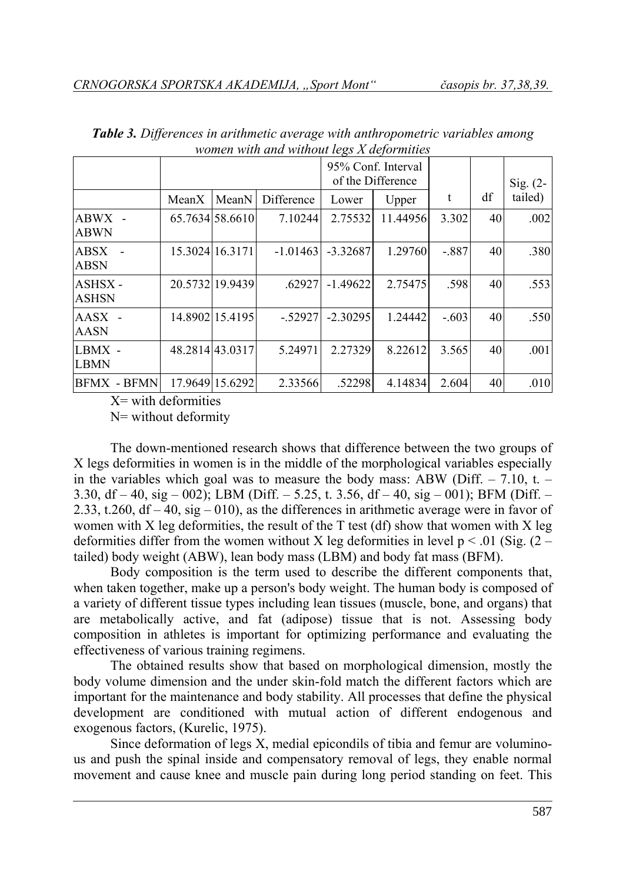***Table 3.*** *Differences in arithmetic average with anthropometric variables among women with and without legs X deformities*

| | MeanX | MeanN | Difference | 95% Conf. Interval of the Difference Lower | Upper | t | df | Sig. (2-tailed) |
|---|---|---|---|---|---|---|---|---|
| ABWX - ABWN | 65.7634 | 58.6610 | 7.10244 | 2.75532 | 11.44956 | 3.302 | 40 | .002 |
| ABSX - ABSN | 15.3024 | 16.3171 | -1.01463 | -3.32687 | 1.29760 | -.887 | 40 | .380 |
| ASHSX - ASHSN | 20.5732 | 19.9439 | .62927 | -1.49622 | 2.75475 | .598 | 40 | .553 |
| AASX - AASN | 14.8902 | 15.4195 | -.52927 | -2.30295 | 1.24442 | -.603 | 40 | .550 |
| LBMX - LBMN | 48.2814 | 43.0317 | 5.24971 | 2.27329 | 8.22612 | 3.565 | 40 | .001 |
| BFMX - BFMN | 17.9649 | 15.6292 | 2.33566 | .52298 | 4.14834 | 2.604 | 40 | .010 |

X= with deformities

N= without deformity

The down-mentioned research shows that difference between the two groups of X legs deformities in women is in the middle of the morphological variables especially in the variables which goal was to measure the body mass: ABW (Diff. – 7.10, t. – 3.30, df – 40, sig – 002); LBM (Diff. – 5.25, t. 3.56, df – 40, sig – 001); BFM (Diff. – 2.33, t.260, df – 40, sig – 010), as the differences in arithmetic average were in favor of women with X leg deformities, the result of the T test (df) show that women with X leg deformities differ from the women without X leg deformities in level $p < .01$ (Sig. (2 – tailed) body weight (ABW), lean body mass (LBM) and body fat mass (BFM).

Body composition is the term used to describe the different components that, when taken together, make up a person's body weight. The human body is composed of a variety of different tissue types including lean tissues (muscle, bone, and organs) that are metabolically active, and fat (adipose) tissue that is not. Assessing body composition in athletes is important for optimizing performance and evaluating the effectiveness of various training regimens.

The obtained results show that based on morphological dimension, mostly the body volume dimension and the under skin-fold match the different factors which are important for the maintenance and body stability. All processes that define the physical development are conditioned with mutual action of different endogenous and exogenous factors, (Kurelic, 1975).

Since deformation of legs X, medial epicondils of tibia and femur are voluminous and push the spinal inside and compensatory removal of legs, they enable normal movement and cause knee and muscle pain during long period standing on feet. This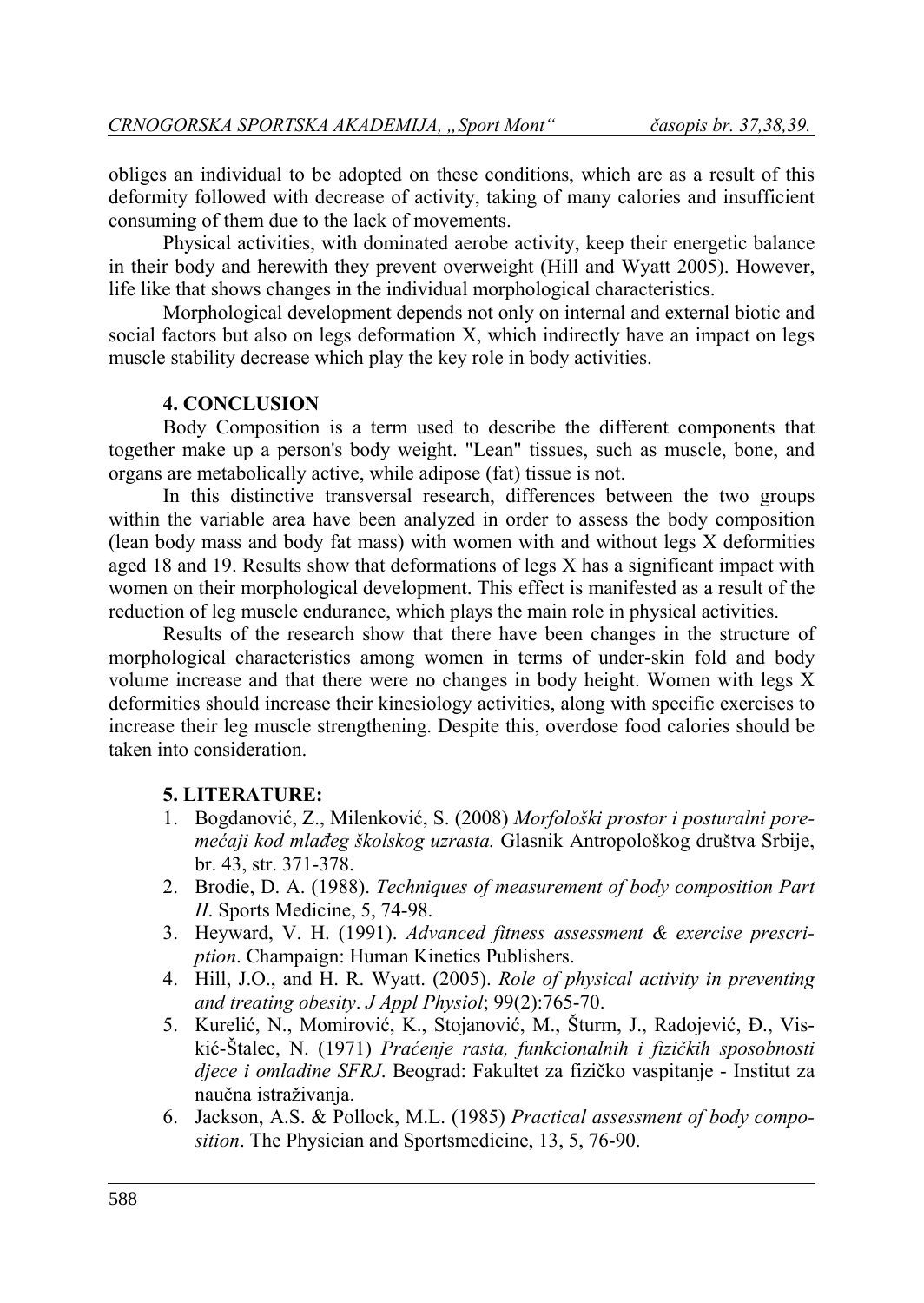obliges an individual to be adopted on these conditions, which are as a result of this deformity followed with decrease of activity, taking of many calories and insufficient consuming of them due to the lack of movements.

Physical activities, with dominated aerobe activity, keep their energetic balance in their body and herewith they prevent overweight (Hill and Wyatt 2005). However, life like that shows changes in the individual morphological characteristics.

Morphological development depends not only on internal and external biotic and social factors but also on legs deformation X, which indirectly have an impact on legs muscle stability decrease which play the key role in body activities.

## 4. CONCLUSION

Body Composition is a term used to describe the different components that together make up a person's body weight. "Lean" tissues, such as muscle, bone, and organs are metabolically active, while adipose (fat) tissue is not.

In this distinctive transversal research, differences between the two groups within the variable area have been analyzed in order to assess the body composition (lean body mass and body fat mass) with women with and without legs X deformities aged 18 and 19. Results show that deformations of legs X has a significant impact with women on their morphological development. This effect is manifested as a result of the reduction of leg muscle endurance, which plays the main role in physical activities.

Results of the research show that there have been changes in the structure of morphological characteristics among women in terms of under-skin fold and body volume increase and that there were no changes in body height. Women with legs X deformities should increase their kinesiology activities, along with specific exercises to increase their leg muscle strengthening. Despite this, overdose food calories should be taken into consideration.

## 5. LITERATURE:

1. Bogdanović, Z., Milenković, S. (2008) *Morfološki prostor i posturalni poremećaji kod mlađeg školskog uzrasta.* Glasnik Antropološkog društva Srbije, br. 43, str. 371-378.
2. Brodie, D. A. (1988). *Techniques of measurement of body composition Part II*. Sports Medicine, 5, 74-98.
3. Heyward, V. H. (1991). *Advanced fitness assessment & exercise prescription*. Champaign: Human Kinetics Publishers.
4. Hill, J.O., and H. R. Wyatt. (2005). *Role of physical activity in preventing and treating obesity*. *J Appl Physiol*; 99(2):765-70.
5. Kurelić, N., Momirović, K., Stojanović, M., Šturm, J., Radojević, Đ., Viskić-Štalec, N. (1971) *Praćenje rasta, funkcionalnih i fizičkih sposobnosti djece i omladine SFRJ*. Beograd: Fakultet za fizičko vaspitanje - Institut za naučna istraživanja.
6. Jackson, A.S. & Pollock, M.L. (1985) *Practical assessment of body composition*. The Physician and Sportsmedicine, 13, 5, 76-90.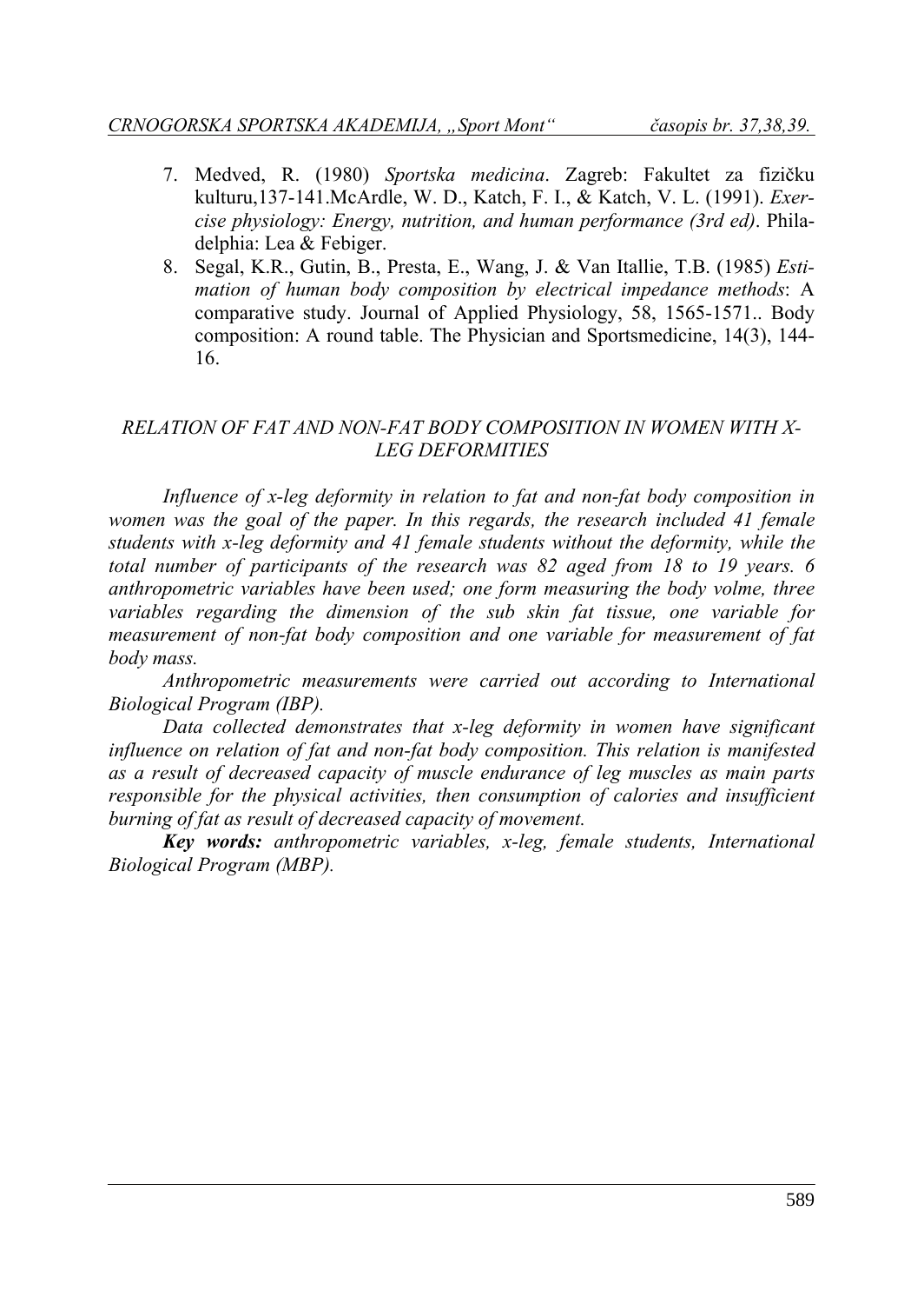7. Medved, R. (1980) *Sportska medicina*. Zagreb: Fakultet za fizičku kulturu,137-141.McArdle, W. D., Katch, F. I., & Katch, V. L. (1991). *Exercise physiology: Energy, nutrition, and human performance (3rd ed)*. Philadelphia: Lea & Febiger.
8. Segal, K.R., Gutin, B., Presta, E., Wang, J. & Van Itallie, T.B. (1985) *Estimation of human body composition by electrical impedance methods*: A comparative study. Journal of Applied Physiology, 58, 1565-1571.. Body composition: A round table. The Physician and Sportsmedicine, 14(3), 144-16.

## *RELATION OF FAT AND NON-FAT BODY COMPOSITION IN WOMEN WITH X-LEG DEFORMITIES*

*Influence of x-leg deformity in relation to fat and non-fat body composition in women was the goal of the paper. In this regards, the research included 41 female students with x-leg deformity and 41 female students without the deformity, while the total number of participants of the research was 82 aged from 18 to 19 years. 6 anthropometric variables have been used; one form measuring the body volme, three variables regarding the dimension of the sub skin fat tissue, one variable for measurement of non-fat body composition and one variable for measurement of fat body mass.*

*Anthropometric measurements were carried out according to International Biological Program (IBP).*

*Data collected demonstrates that x-leg deformity in women have significant influence on relation of fat and non-fat body composition. This relation is manifested as a result of decreased capacity of muscle endurance of leg muscles as main parts responsible for the physical activities, then consumption of calories and insufficient burning of fat as result of decreased capacity of movement.*

***Key words:*** *anthropometric variables, x-leg, female students, International Biological Program (MBP).*